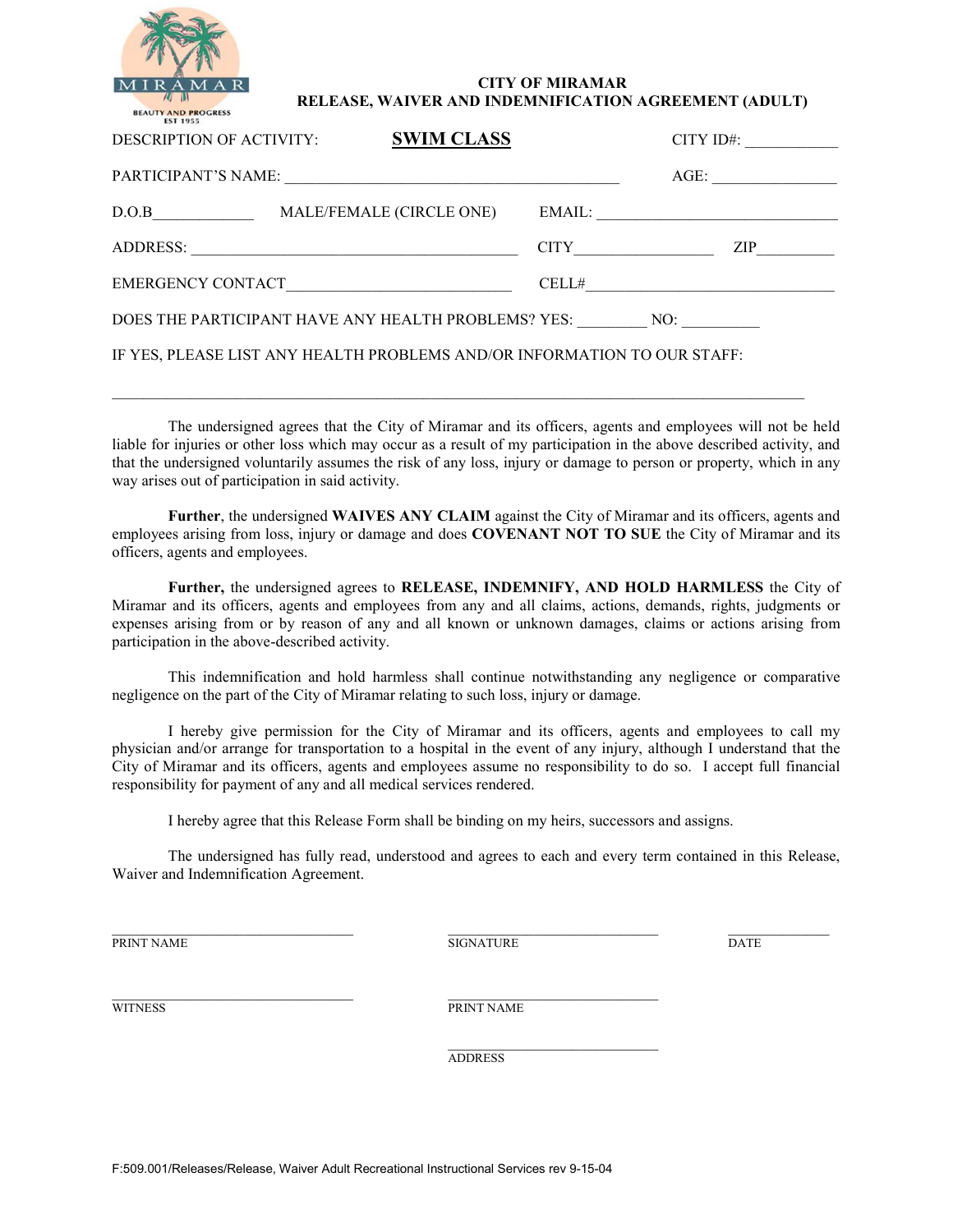MIRAMAR
BEAUTY AND PROGRESS
EST 1955

# CITY OF MIRAMAR
## RELEASE, WAIVER AND INDEMNIFICATION AGREEMENT (ADULT)

DESCRIPTION OF ACTIVITY: **SWIM CLASS** CITY ID#: ____________

PARTICIPANT'S NAME: ___________________________________________ AGE: ________________

D.O.B_____________ MALE/FEMALE (CIRCLE ONE) EMAIL: _______________________________

ADDRESS: ___________________________________________ CITY_________________ ZIP__________

EMERGENCY CONTACT____________________________ CELL#________________________________

DOES THE PARTICIPANT HAVE ANY HEALTH PROBLEMS? YES: _________ NO: __________

IF YES, PLEASE LIST ANY HEALTH PROBLEMS AND/OR INFORMATION TO OUR STAFF:

_________________________________________________________________________________________

The undersigned agrees that the City of Miramar and its officers, agents and employees will not be held liable for injuries or other loss which may occur as a result of my participation in the above described activity, and that the undersigned voluntarily assumes the risk of any loss, injury or damage to person or property, which in any way arises out of participation in said activity.

**Further**, the undersigned **WAIVES ANY CLAIM** against the City of Miramar and its officers, agents and employees arising from loss, injury or damage and does **COVENANT NOT TO SUE** the City of Miramar and its officers, agents and employees.

**Further,** the undersigned agrees to **RELEASE, INDEMNIFY, AND HOLD HARMLESS** the City of Miramar and its officers, agents and employees from any and all claims, actions, demands, rights, judgments or expenses arising from or by reason of any and all known or unknown damages, claims or actions arising from participation in the above-described activity.

This indemnification and hold harmless shall continue notwithstanding any negligence or comparative negligence on the part of the City of Miramar relating to such loss, injury or damage.

I hereby give permission for the City of Miramar and its officers, agents and employees to call my physician and/or arrange for transportation to a hospital in the event of any injury, although I understand that the City of Miramar and its officers, agents and employees assume no responsibility to do so. I accept full financial responsibility for payment of any and all medical services rendered.

I hereby agree that this Release Form shall be binding on my heirs, successors and assigns.

The undersigned has fully read, understood and agrees to each and every term contained in this Release, Waiver and Indemnification Agreement.

__________________________________ __________________________________ ______________
PRINT NAME SIGNATURE DATE

__________________________________ __________________________________
WITNESS PRINT NAME

__________________________________
ADDRESS

F:509.001/Releases/Release, Waiver Adult Recreational Instructional Services rev 9-15-04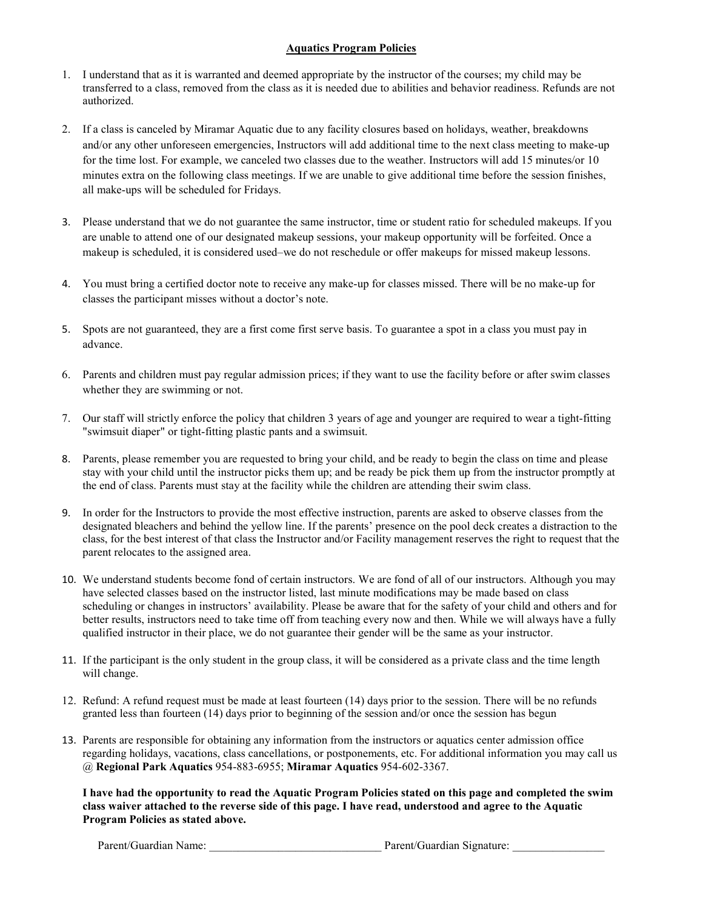## Aquatics Program Policies

1. I understand that as it is warranted and deemed appropriate by the instructor of the courses; my child may be transferred to a class, removed from the class as it is needed due to abilities and behavior readiness. Refunds are not authorized.

2. If a class is canceled by Miramar Aquatic due to any facility closures based on holidays, weather, breakdowns and/or any other unforeseen emergencies, Instructors will add additional time to the next class meeting to make-up for the time lost. For example, we canceled two classes due to the weather. Instructors will add 15 minutes/or 10 minutes extra on the following class meetings. If we are unable to give additional time before the session finishes, all make-ups will be scheduled for Fridays.

3. Please understand that we do not guarantee the same instructor, time or student ratio for scheduled makeups. If you are unable to attend one of our designated makeup sessions, your makeup opportunity will be forfeited. Once a makeup is scheduled, it is considered used–we do not reschedule or offer makeups for missed makeup lessons.

4. You must bring a certified doctor note to receive any make-up for classes missed. There will be no make-up for classes the participant misses without a doctor's note.

5. Spots are not guaranteed, they are a first come first serve basis. To guarantee a spot in a class you must pay in advance.

6. Parents and children must pay regular admission prices; if they want to use the facility before or after swim classes whether they are swimming or not.

7. Our staff will strictly enforce the policy that children 3 years of age and younger are required to wear a tight-fitting "swimsuit diaper" or tight-fitting plastic pants and a swimsuit.

8. Parents, please remember you are requested to bring your child, and be ready to begin the class on time and please stay with your child until the instructor picks them up; and be ready be pick them up from the instructor promptly at the end of class. Parents must stay at the facility while the children are attending their swim class.

9. In order for the Instructors to provide the most effective instruction, parents are asked to observe classes from the designated bleachers and behind the yellow line. If the parents' presence on the pool deck creates a distraction to the class, for the best interest of that class the Instructor and/or Facility management reserves the right to request that the parent relocates to the assigned area.

10. We understand students become fond of certain instructors. We are fond of all of our instructors. Although you may have selected classes based on the instructor listed, last minute modifications may be made based on class scheduling or changes in instructors' availability. Please be aware that for the safety of your child and others and for better results, instructors need to take time off from teaching every now and then. While we will always have a fully qualified instructor in their place, we do not guarantee their gender will be the same as your instructor.

11. If the participant is the only student in the group class, it will be considered as a private class and the time length will change.

12. Refund: A refund request must be made at least fourteen (14) days prior to the session. There will be no refunds granted less than fourteen (14) days prior to beginning of the session and/or once the session has begun

13. Parents are responsible for obtaining any information from the instructors or aquatics center admission office regarding holidays, vacations, class cancellations, or postponements, etc. For additional information you may call us @ **Regional Park Aquatics** 954-883-6955; **Miramar Aquatics** 954-602-3367.

**I have had the opportunity to read the Aquatic Program Policies stated on this page and completed the swim class waiver attached to the reverse side of this page. I have read, understood and agree to the Aquatic Program Policies as stated above.**

Parent/Guardian Name: ______________________________ Parent/Guardian Signature: ________________